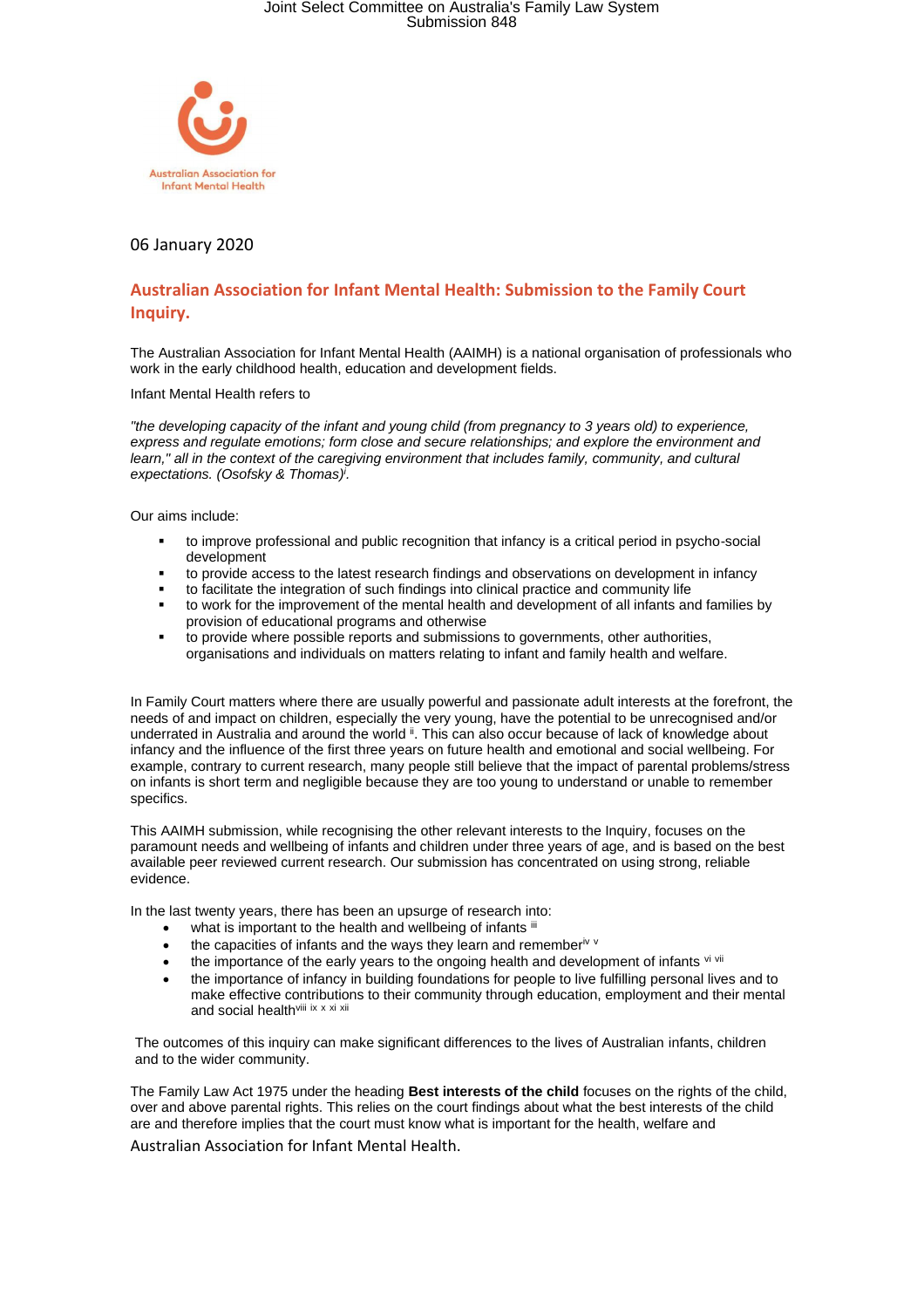Australian Association for Infant Mental Health

06 January 2020

## Australian Association for Infant Mental Health: Submission to the Family Court Inquiry.

The Australian Association for Infant Mental Health (AAIMH) is a national organisation of professionals who work in the early childhood health, education and development fields.

Infant Mental Health refers to

*"the developing capacity of the infant and young child (from pregnancy to 3 years old) to experience, express and regulate emotions; form close and secure relationships; and explore the environment and learn," all in the context of the caregiving environment that includes family, community, and cultural expectations. (Osofsky & Thomas)*[i].

Our aims include:

- to improve professional and public recognition that infancy is a critical period in psycho-social development
- to provide access to the latest research findings and observations on development in infancy
- to facilitate the integration of such findings into clinical practice and community life
- to work for the improvement of the mental health and development of all infants and families by provision of educational programs and otherwise
- to provide where possible reports and submissions to governments, other authorities, organisations and individuals on matters relating to infant and family health and welfare.

In Family Court matters where there are usually powerful and passionate adult interests at the forefront, the needs of and impact on children, especially the very young, have the potential to be unrecognised and/or underrated in Australia and around the world [ii]. This can also occur because of lack of knowledge about infancy and the influence of the first three years on future health and emotional and social wellbeing. For example, contrary to current research, many people still believe that the impact of parental problems/stress on infants is short term and negligible because they are too young to understand or unable to remember specifics.

This AAIMH submission, while recognising the other relevant interests to the Inquiry, focuses on the paramount needs and wellbeing of infants and children under three years of age, and is based on the best available peer reviewed current research. Our submission has concentrated on using strong, reliable evidence.

In the last twenty years, there has been an upsurge of research into:

- what is important to the health and wellbeing of infants [iii]
- the capacities of infants and the ways they learn and remember[iv v]
- the importance of the early years to the ongoing health and development of infants [vi vii]
- the importance of infancy in building foundations for people to live fulfilling personal lives and to make effective contributions to their community through education, employment and their mental and social health[viii ix x xi xii]

The outcomes of this inquiry can make significant differences to the lives of Australian infants, children and to the wider community.

The Family Law Act 1975 under the heading **Best interests of the child** focuses on the rights of the child, over and above parental rights. This relies on the court findings about what the best interests of the child are and therefore implies that the court must know what is important for the health, welfare and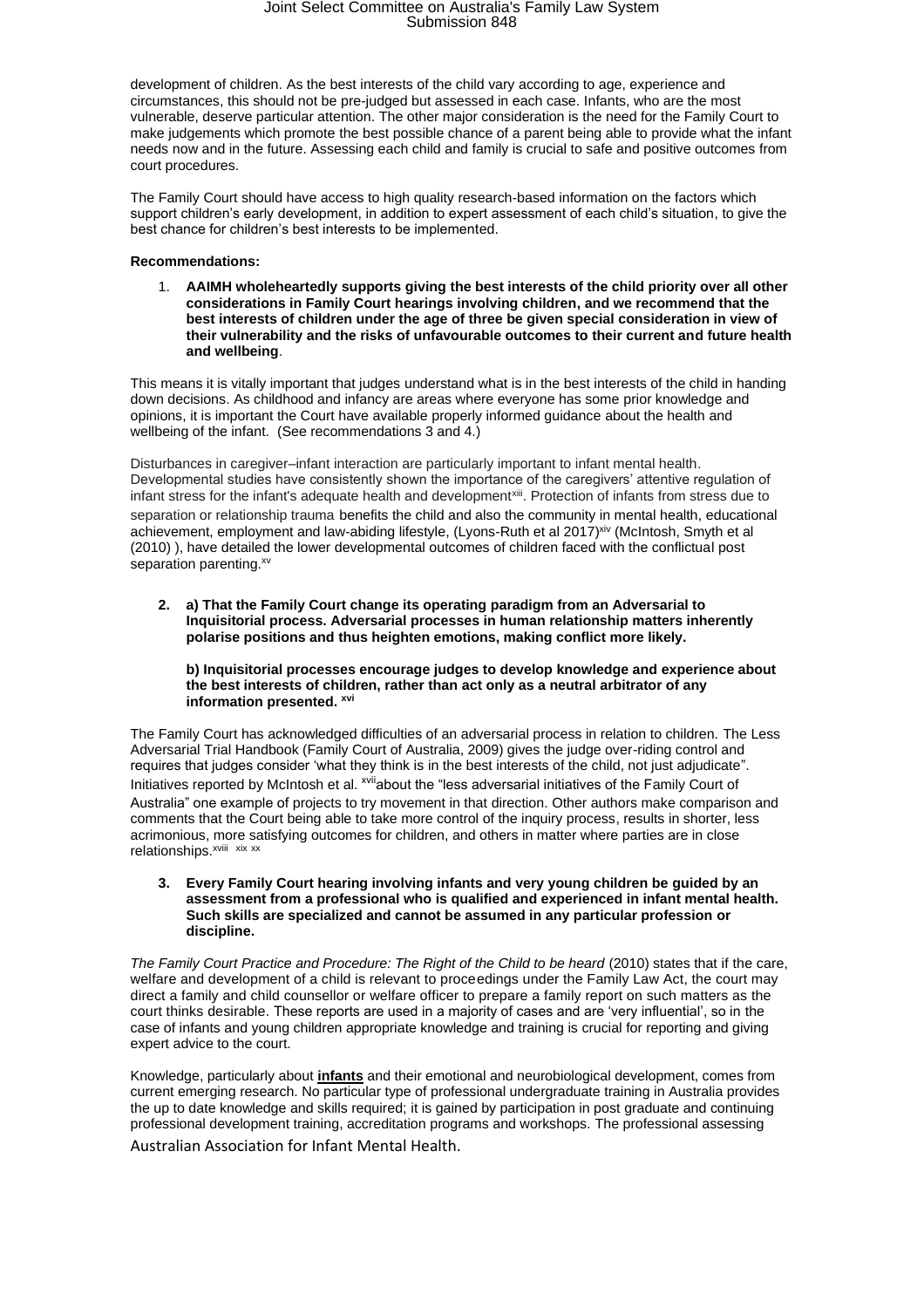development of children. As the best interests of the child vary according to age, experience and circumstances, this should not be pre-judged but assessed in each case. Infants, who are the most vulnerable, deserve particular attention. The other major consideration is the need for the Family Court to make judgements which promote the best possible chance of a parent being able to provide what the infant needs now and in the future. Assessing each child and family is crucial to safe and positive outcomes from court procedures.

The Family Court should have access to high quality research-based information on the factors which support children's early development, in addition to expert assessment of each child's situation, to give the best chance for children's best interests to be implemented.

**Recommendations:**

1. **AAIMH wholeheartedly supports giving the best interests of the child priority over all other considerations in Family Court hearings involving children, and we recommend that the best interests of children under the age of three be given special consideration in view of their vulnerability and the risks of unfavourable outcomes to their current and future health and wellbeing**.

This means it is vitally important that judges understand what is in the best interests of the child in handing down decisions. As childhood and infancy are areas where everyone has some prior knowledge and opinions, it is important the Court have available properly informed guidance about the health and wellbeing of the infant. (See recommendations 3 and 4.)

Disturbances in caregiver–infant interaction are particularly important to infant mental health. Developmental studies have consistently shown the importance of the caregivers' attentive regulation of infant stress for the infant's adequate health and development[xiii]. Protection of infants from stress due to separation or relationship trauma benefits the child and also the community in mental health, educational achievement, employment and law-abiding lifestyle, (Lyons-Ruth et al 2017)[xiv] (McIntosh, Smyth et al (2010) ), have detailed the lower developmental outcomes of children faced with the conflictual post separation parenting.[xv]

2. **a) That the Family Court change its operating paradigm from an Adversarial to Inquisitorial process. Adversarial processes in human relationship matters inherently polarise positions and thus heighten emotions, making conflict more likely.**

   **b) Inquisitorial processes encourage judges to develop knowledge and experience about the best interests of children, rather than act only as a neutral arbitrator of any information presented.** [xvi]

The Family Court has acknowledged difficulties of an adversarial process in relation to children. The Less Adversarial Trial Handbook (Family Court of Australia, 2009) gives the judge over-riding control and requires that judges consider 'what they think is in the best interests of the child, not just adjudicate". Initiatives reported by McIntosh et al. [xvii]about the "less adversarial initiatives of the Family Court of Australia" one example of projects to try movement in that direction. Other authors make comparison and comments that the Court being able to take more control of the inquiry process, results in shorter, less acrimonious, more satisfying outcomes for children, and others in matter where parties are in close relationships.[xviii] [xix] [xx]

3. **Every Family Court hearing involving infants and very young children be guided by an assessment from a professional who is qualified and experienced in infant mental health. Such skills are specialized and cannot be assumed in any particular profession or discipline.**

*The Family Court Practice and Procedure: The Right of the Child to be heard* (2010) states that if the care, welfare and development of a child is relevant to proceedings under the Family Law Act, the court may direct a family and child counsellor or welfare officer to prepare a family report on such matters as the court thinks desirable. These reports are used in a majority of cases and are 'very influential', so in the case of infants and young children appropriate knowledge and training is crucial for reporting and giving expert advice to the court.

Knowledge, particularly about **infants** and their emotional and neurobiological development, comes from current emerging research. No particular type of professional undergraduate training in Australia provides the up to date knowledge and skills required; it is gained by participation in post graduate and continuing professional development training, accreditation programs and workshops. The professional assessing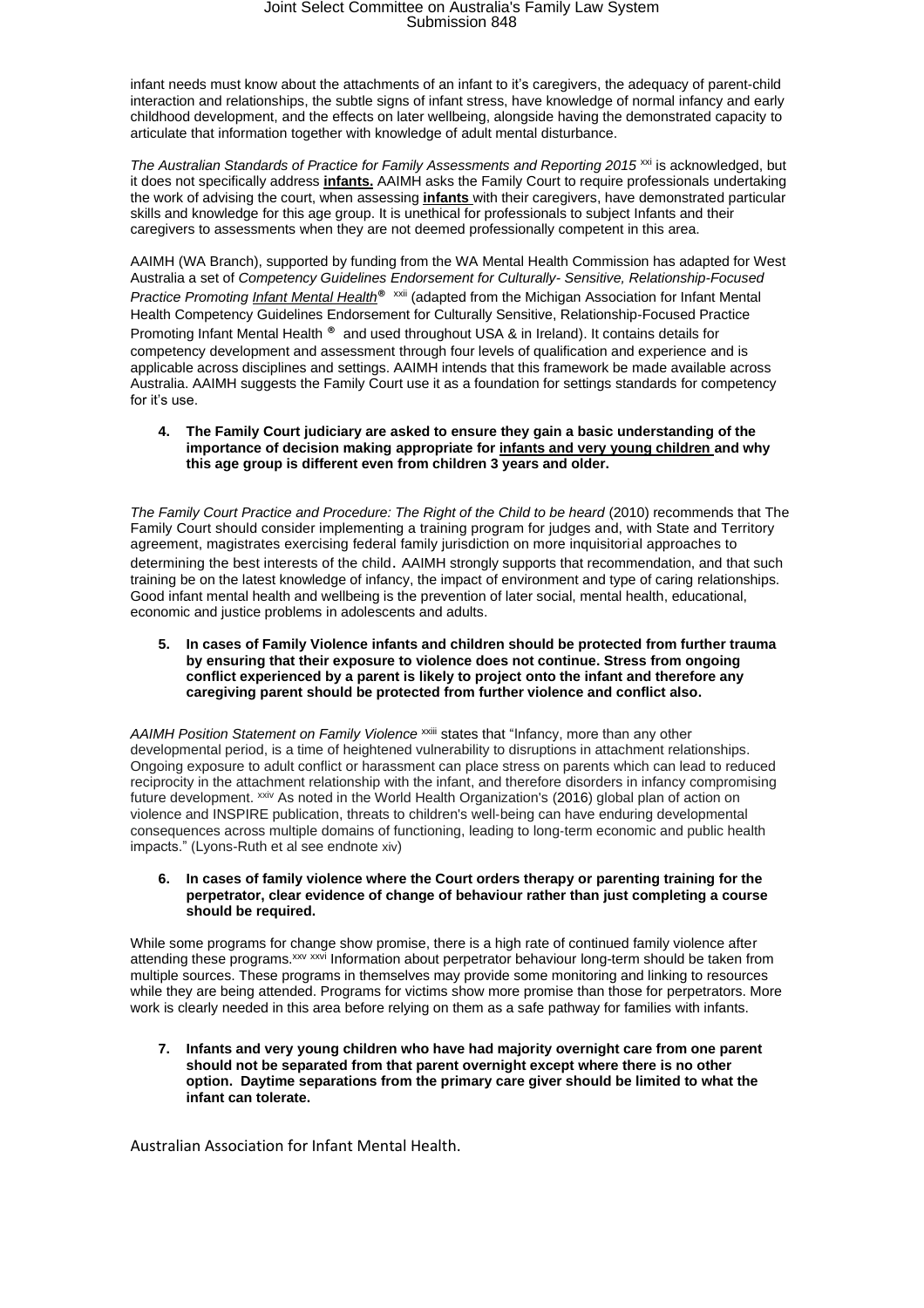infant needs must know about the attachments of an infant to it's caregivers, the adequacy of parent-child interaction and relationships, the subtle signs of infant stress, have knowledge of normal infancy and early childhood development, and the effects on later wellbeing, alongside having the demonstrated capacity to articulate that information together with knowledge of adult mental disturbance.

*The Australian Standards of Practice for Family Assessments and Reporting 2015* [xxi] is acknowledged, but it does not specifically address **infants.** AAIMH asks the Family Court to require professionals undertaking the work of advising the court, when assessing **infants** with their caregivers, have demonstrated particular skills and knowledge for this age group. It is unethical for professionals to subject Infants and their caregivers to assessments when they are not deemed professionally competent in this area.

AAIMH (WA Branch), supported by funding from the WA Mental Health Commission has adapted for West Australia a set of *Competency Guidelines Endorsement for Culturally- Sensitive, Relationship-Focused Practice Promoting Infant Mental Health®* [xxii] (adapted from the Michigan Association for Infant Mental Health Competency Guidelines Endorsement for Culturally Sensitive, Relationship-Focused Practice Promoting Infant Mental Health ® and used throughout USA & in Ireland). It contains details for competency development and assessment through four levels of qualification and experience and is applicable across disciplines and settings. AAIMH intends that this framework be made available across Australia. AAIMH suggests the Family Court use it as a foundation for settings standards for competency for it's use.

4. **The Family Court judiciary are asked to ensure they gain a basic understanding of the importance of decision making appropriate for infants and very young children and why this age group is different even from children 3 years and older.**

*The Family Court Practice and Procedure: The Right of the Child to be heard* (2010) recommends that The Family Court should consider implementing a training program for judges and, with State and Territory agreement, magistrates exercising federal family jurisdiction on more inquisitorial approaches to determining the best interests of the child. AAIMH strongly supports that recommendation, and that such training be on the latest knowledge of infancy, the impact of environment and type of caring relationships. Good infant mental health and wellbeing is the prevention of later social, mental health, educational, economic and justice problems in adolescents and adults.

5. **In cases of Family Violence infants and children should be protected from further trauma by ensuring that their exposure to violence does not continue. Stress from ongoing conflict experienced by a parent is likely to project onto the infant and therefore any caregiving parent should be protected from further violence and conflict also.**

*AAIMH Position Statement on Family Violence* [xxiii] states that "Infancy, more than any other developmental period, is a time of heightened vulnerability to disruptions in attachment relationships. Ongoing exposure to adult conflict or harassment can place stress on parents which can lead to reduced reciprocity in the attachment relationship with the infant, and therefore disorders in infancy compromising future development. [xxiv] As noted in the World Health Organization's (2016) global plan of action on violence and INSPIRE publication, threats to children's well-being can have enduring developmental consequences across multiple domains of functioning, leading to long-term economic and public health impacts." (Lyons-Ruth et al see endnote xiv)

6. **In cases of family violence where the Court orders therapy or parenting training for the perpetrator, clear evidence of change of behaviour rather than just completing a course should be required.**

While some programs for change show promise, there is a high rate of continued family violence after attending these programs.[xxv] [xxvi] Information about perpetrator behaviour long-term should be taken from multiple sources. These programs in themselves may provide some monitoring and linking to resources while they are being attended. Programs for victims show more promise than those for perpetrators. More work is clearly needed in this area before relying on them as a safe pathway for families with infants.

7. **Infants and very young children who have had majority overnight care from one parent should not be separated from that parent overnight except where there is no other option. Daytime separations from the primary care giver should be limited to what the infant can tolerate.**

Australian Association for Infant Mental Health.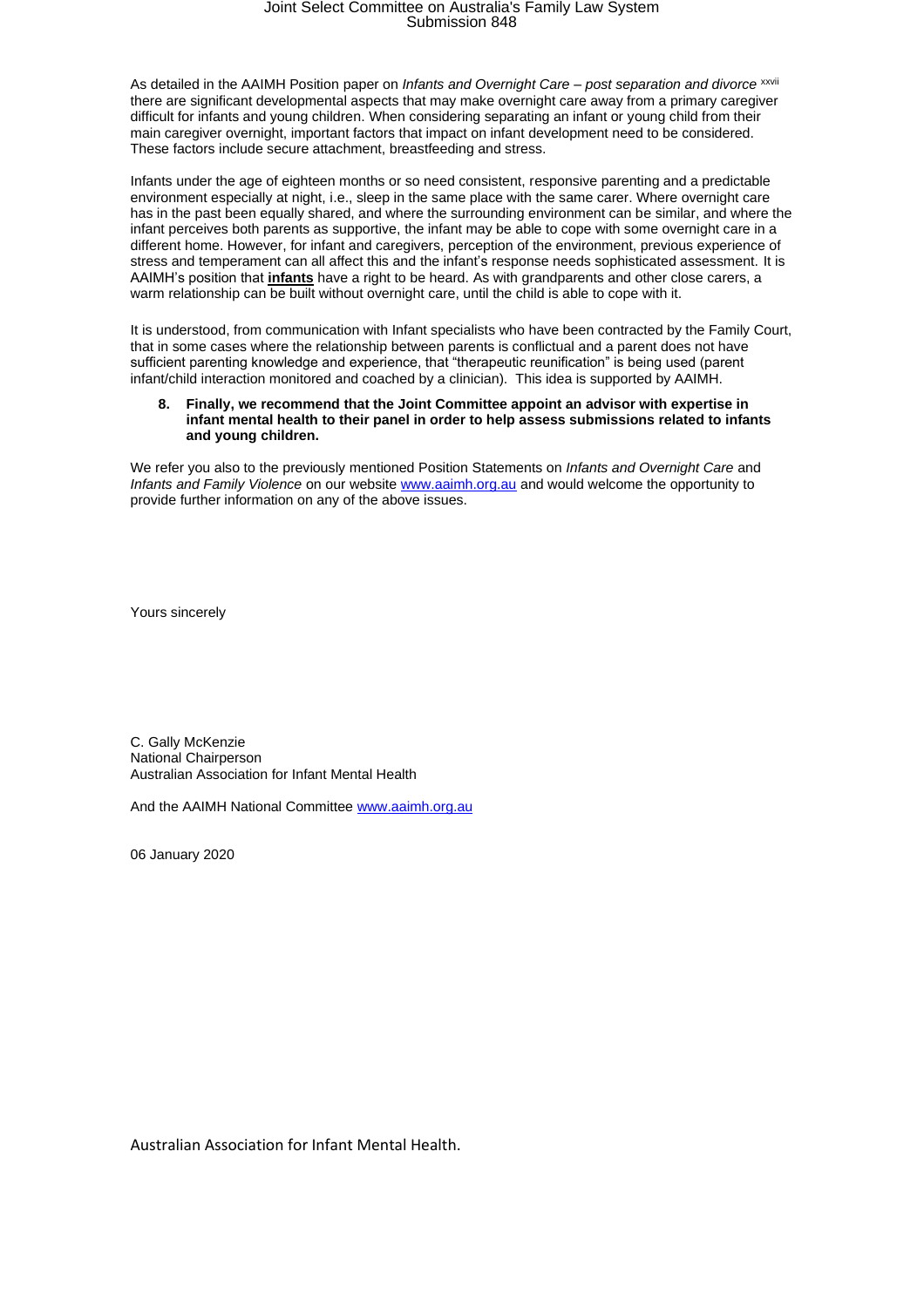As detailed in the AAIMH Position paper on *Infants and Overnight Care – post separation and divorce* [xxvii] there are significant developmental aspects that may make overnight care away from a primary caregiver difficult for infants and young children. When considering separating an infant or young child from their main caregiver overnight, important factors that impact on infant development need to be considered. These factors include secure attachment, breastfeeding and stress.

Infants under the age of eighteen months or so need consistent, responsive parenting and a predictable environment especially at night, i.e., sleep in the same place with the same carer. Where overnight care has in the past been equally shared, and where the surrounding environment can be similar, and where the infant perceives both parents as supportive, the infant may be able to cope with some overnight care in a different home. However, for infant and caregivers, perception of the environment, previous experience of stress and temperament can all affect this and the infant's response needs sophisticated assessment. It is AAIMH's position that **infants** have a right to be heard. As with grandparents and other close carers, a warm relationship can be built without overnight care, until the child is able to cope with it.

It is understood, from communication with Infant specialists who have been contracted by the Family Court, that in some cases where the relationship between parents is conflictual and a parent does not have sufficient parenting knowledge and experience, that "therapeutic reunification" is being used (parent infant/child interaction monitored and coached by a clinician). This idea is supported by AAIMH.

8. **Finally, we recommend that the Joint Committee appoint an advisor with expertise in infant mental health to their panel in order to help assess submissions related to infants and young children.**

We refer you also to the previously mentioned Position Statements on *Infants and Overnight Care* and *Infants and Family Violence* on our website www.aaimh.org.au and would welcome the opportunity to provide further information on any of the above issues.

Yours sincerely

C. Gally McKenzie
National Chairperson
Australian Association for Infant Mental Health

And the AAIMH National Committee www.aaimh.org.au

06 January 2020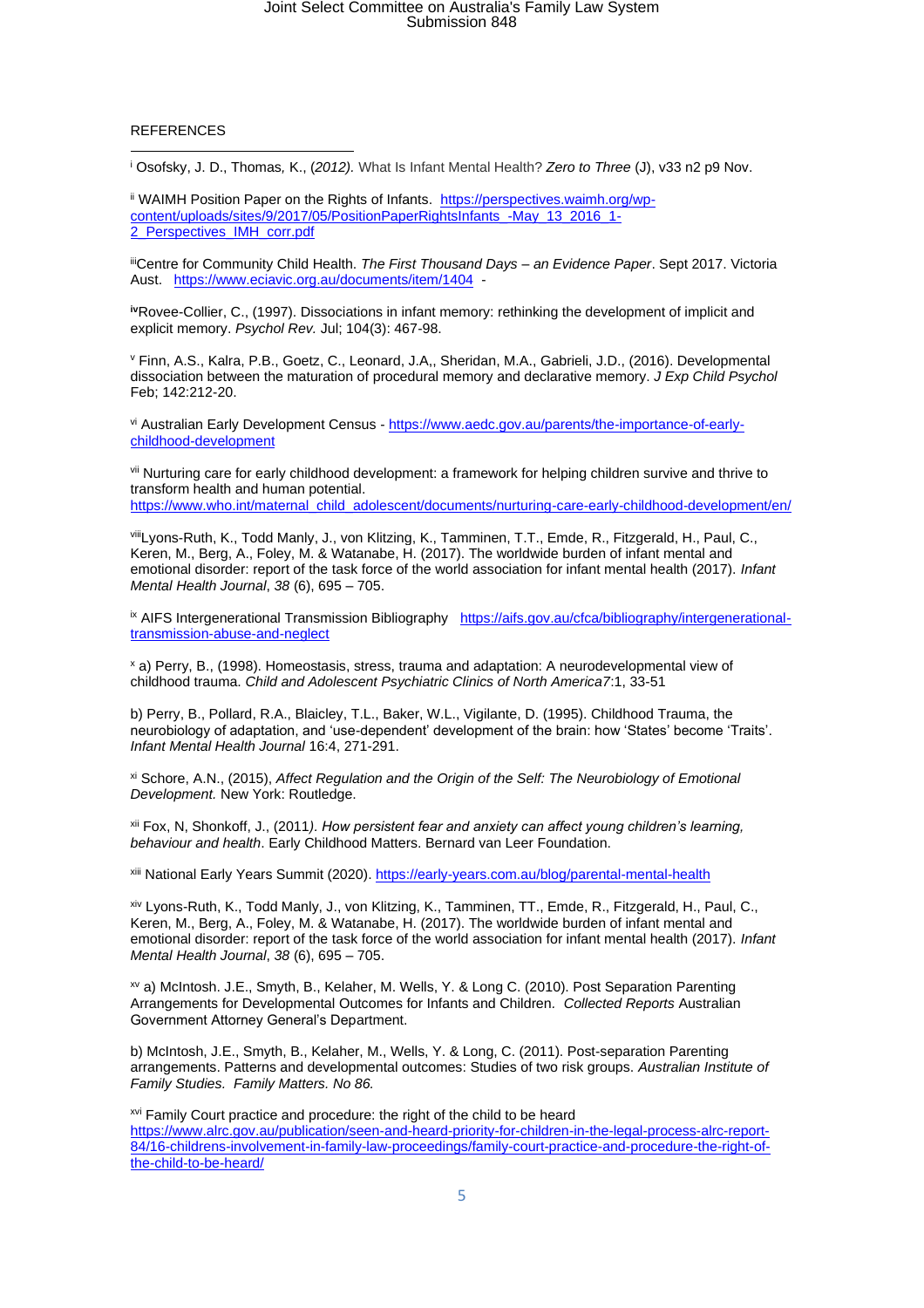REFERENCES

---

[i] Osofsky, J. D., Thomas, K., (*2012).* What Is Infant Mental Health? *Zero to Three* (J), v33 n2 p9 Nov.

[ii] WAIMH Position Paper on the Rights of Infants. https://perspectives.waimh.org/wp-content/uploads/sites/9/2017/05/PositionPaperRightsInfants_-May_13_2016_1-2_Perspectives_IMH_corr.pdf

[iii] Centre for Community Child Health. *The First Thousand Days – an Evidence Paper*. Sept 2017. Victoria Aust. https://www.eciavic.org.au/documents/item/1404 -

[iv] Rovee-Collier, C., (1997). Dissociations in infant memory: rethinking the development of implicit and explicit memory. *Psychol Rev.* Jul; 104(3): 467-98.

[v] Finn, A.S., Kalra, P.B., Goetz, C., Leonard, J.A,, Sheridan, M.A., Gabrieli, J.D., (2016). Developmental dissociation between the maturation of procedural memory and declarative memory. *J Exp Child Psychol* Feb; 142:212-20.

[vi] Australian Early Development Census - https://www.aedc.gov.au/parents/the-importance-of-early-childhood-development

[vii] Nurturing care for early childhood development: a framework for helping children survive and thrive to transform health and human potential. https://www.who.int/maternal_child_adolescent/documents/nurturing-care-early-childhood-development/en/

[viii] Lyons-Ruth, K., Todd Manly, J., von Klitzing, K., Tamminen, T.T., Emde, R., Fitzgerald, H., Paul, C., Keren, M., Berg, A., Foley, M. & Watanabe, H. (2017). The worldwide burden of infant mental and emotional disorder: report of the task force of the world association for infant mental health (2017). *Infant Mental Health Journal*, *38* (6), 695 – 705.

[ix] AIFS Intergenerational Transmission Bibliography https://aifs.gov.au/cfca/bibliography/intergenerational-transmission-abuse-and-neglect

[x] a) Perry, B., (1998). Homeostasis, stress, trauma and adaptation: A neurodevelopmental view of childhood trauma. *Child and Adolescent Psychiatric Clinics of North America7*:1, 33-51

b) Perry, B., Pollard, R.A., Blaicley, T.L., Baker, W.L., Vigilante, D. (1995). Childhood Trauma, the neurobiology of adaptation, and 'use-dependent' development of the brain: how 'States' become 'Traits'. *Infant Mental Health Journal* 16:4, 271-291.

[xi] Schore, A.N., (2015), *Affect Regulation and the Origin of the Self: The Neurobiology of Emotional Development.* New York: Routledge.

[xii] Fox, N, Shonkoff, J., (2011*). How persistent fear and anxiety can affect young children's learning, behaviour and health*. Early Childhood Matters. Bernard van Leer Foundation.

[xiii] National Early Years Summit (2020). https://early-years.com.au/blog/parental-mental-health

[xiv] Lyons-Ruth, K., Todd Manly, J., von Klitzing, K., Tamminen, TT., Emde, R., Fitzgerald, H., Paul, C., Keren, M., Berg, A., Foley, M. & Watanabe, H. (2017). The worldwide burden of infant mental and emotional disorder: report of the task force of the world association for infant mental health (2017). *Infant Mental Health Journal*, *38* (6), 695 – 705.

[xv] a) McIntosh. J.E., Smyth, B., Kelaher, M. Wells, Y. & Long C. (2010). Post Separation Parenting Arrangements for Developmental Outcomes for Infants and Children. *Collected Reports* Australian Government Attorney General's Department.

b) McIntosh, J.E., Smyth, B., Kelaher, M., Wells, Y. & Long, C. (2011). Post-separation Parenting arrangements. Patterns and developmental outcomes: Studies of two risk groups. *Australian Institute of Family Studies. Family Matters. No 86.*

[xvi] Family Court practice and procedure: the right of the child to be heard https://www.alrc.gov.au/publication/seen-and-heard-priority-for-children-in-the-legal-process-alrc-report-84/16-childrens-involvement-in-family-law-proceedings/family-court-practice-and-procedure-the-right-of-the-child-to-be-heard/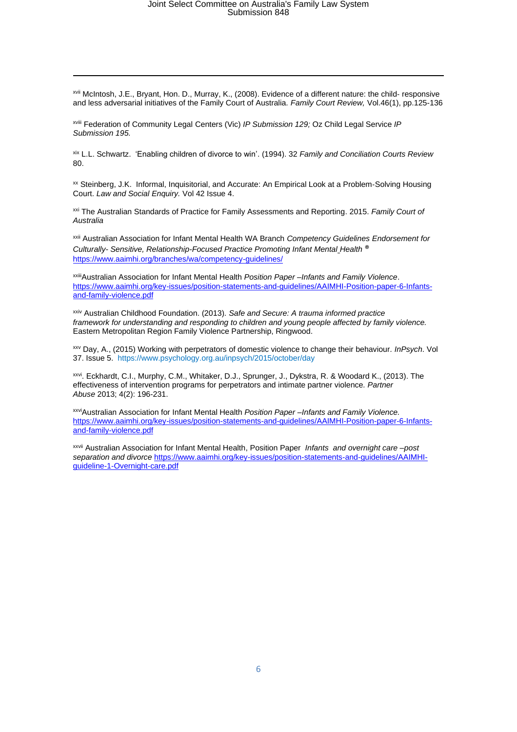---

[xvii] McIntosh, J.E., Bryant, Hon. D., Murray, K., (2008). Evidence of a different nature: the child- responsive and less adversarial initiatives of the Family Court of Australia. *Family Court Review,* Vol.46(1), pp.125-136

[xviii] Federation of Community Legal Centers (Vic) *IP Submission 129;* Oz Child Legal Service *IP Submission 195.*

[xix] L.L. Schwartz. 'Enabling children of divorce to win'. (1994). 32 *Family and Conciliation Courts Review* 80.

[xx] Steinberg, J.K. Informal, Inquisitorial, and Accurate: An Empirical Look at a Problem-Solving Housing Court. *Law and Social Enquiry.* Vol 42 Issue 4.

[xxi] The Australian Standards of Practice for Family Assessments and Reporting. 2015. *Family Court of Australia*

[xxii] Australian Association for Infant Mental Health WA Branch *Competency Guidelines Endorsement for Culturally- Sensitive, Relationship-Focused Practice Promoting Infant Mental Health ®* https://www.aaimhi.org/branches/wa/competency-guidelines/

[xxiii] Australian Association for Infant Mental Health *Position Paper –Infants and Family Violence*. https://www.aaimhi.org/key-issues/position-statements-and-guidelines/AAIMHI-Position-paper-6-Infants-and-family-violence.pdf

[xxiv] Australian Childhood Foundation. (2013). *Safe and Secure: A trauma informed practice framework for understanding and responding to children and young people affected by family violence.* Eastern Metropolitan Region Family Violence Partnership, Ringwood.

[xxv] Day, A., (2015) Working with perpetrators of domestic violence to change their behaviour. *InPsych*. Vol 37. Issue 5. https://www.psychology.org.au/inpsych/2015/october/day

[xxvi]. Eckhardt, C.I., Murphy, C.M., Whitaker, D.J., Sprunger, J., Dykstra, R. & Woodard K., (2013). The effectiveness of intervention programs for perpetrators and intimate partner violence. *Partner Abuse* 2013; 4(2): 196-231.

[xxvi] Australian Association for Infant Mental Health *Position Paper –Infants and Family Violence.* https://www.aaimhi.org/key-issues/position-statements-and-guidelines/AAIMHI-Position-paper-6-Infants-and-family-violence.pdf

[xxvii] Australian Association for Infant Mental Health, Position Paper *Infants and overnight care –post separation and divorce* https://www.aaimhi.org/key-issues/position-statements-and-guidelines/AAIMHI-guideline-1-Overnight-care.pdf